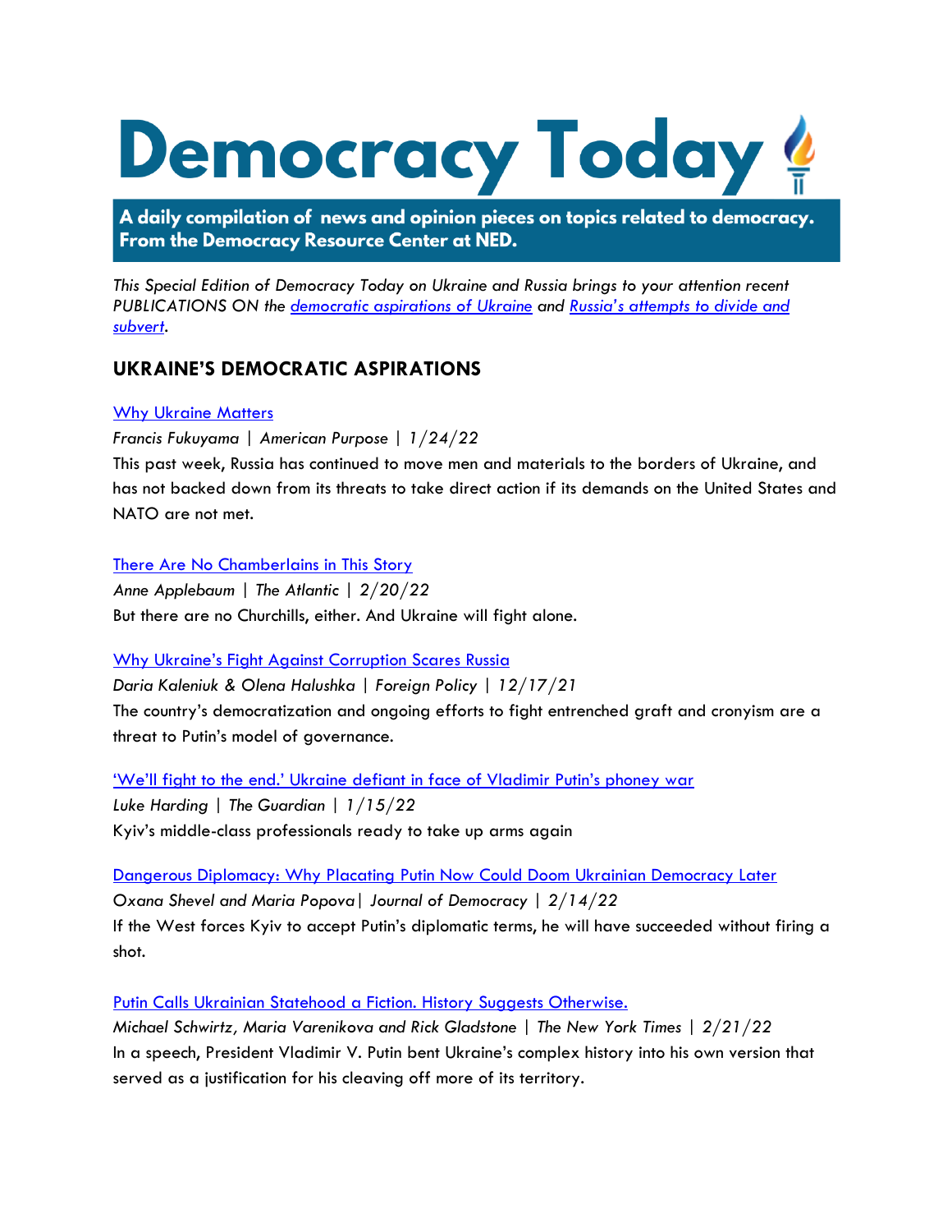# Democracy Today

**A daily compilation of news and opinion pieces on topics related to democracy. From the Democracy Resource Center at NED.**

*This Special Edition of Democracy Today on Ukraine and Russia brings to your attention recent PUBLICATIONS ON the democratic aspirations of Ukraine and Russia's attempts to divide and subvert.*

## UKRAINE'S DEMOCRATIC ASPIRATIONS

Why Ukraine Matters

*Francis Fukuyama | American Purpose | 1/24/22*

This past week, Russia has continued to move men and materials to the borders of Ukraine, and has not backed down from its threats to take direct action if its demands on the United States and NATO are not met.

There Are No Chamberlains in This Story

*Anne Applebaum | The Atlantic | 2/20/22*

But there are no Churchills, either. And Ukraine will fight alone.

Why Ukraine's Fight Against Corruption Scares Russia

*Daria Kaleniuk & Olena Halushka | Foreign Policy | 12/17/21*

The country's democratization and ongoing efforts to fight entrenched graft and cronyism are a threat to Putin's model of governance.

'We'll fight to the end.' Ukraine defiant in face of Vladimir Putin's phoney war

*Luke Harding | The Guardian | 1/15/22*

Kyiv's middle-class professionals ready to take up arms again

Dangerous Diplomacy: Why Placating Putin Now Could Doom Ukrainian Democracy Later

*Oxana Shevel and Maria Popova| Journal of Democracy | 2/14/22*

If the West forces Kyiv to accept Putin's diplomatic terms, he will have succeeded without firing a shot.

Putin Calls Ukrainian Statehood a Fiction. History Suggests Otherwise.

*Michael Schwirtz, Maria Varenikova and Rick Gladstone | The New York Times | 2/21/22*

In a speech, President Vladimir V. Putin bent Ukraine's complex history into his own version that served as a justification for his cleaving off more of its territory.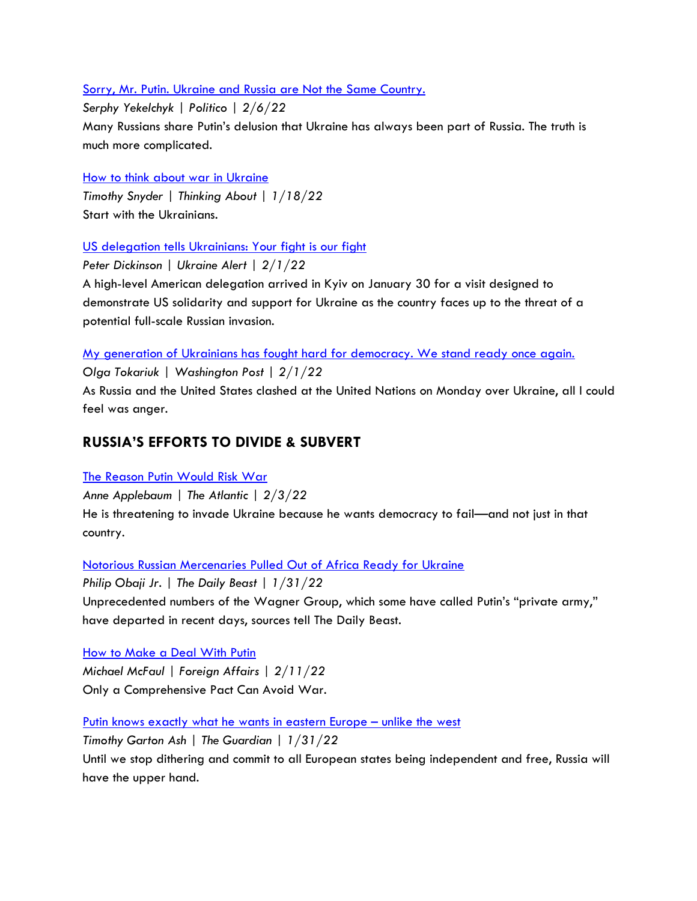Sorry, Mr. Putin. Ukraine and Russia are Not the Same Country.
*Serphy Yekelchyk | Politico | 2/6/22*
Many Russians share Putin's delusion that Ukraine has always been part of Russia. The truth is much more complicated.

How to think about war in Ukraine
*Timothy Snyder | Thinking About | 1/18/22*
Start with the Ukrainians.

US delegation tells Ukrainians: Your fight is our fight
*Peter Dickinson | Ukraine Alert | 2/1/22*
A high-level American delegation arrived in Kyiv on January 30 for a visit designed to demonstrate US solidarity and support for Ukraine as the country faces up to the threat of a potential full-scale Russian invasion.

My generation of Ukrainians has fought hard for democracy. We stand ready once again.
*Olga Tokariuk | Washington Post | 2/1/22*
As Russia and the United States clashed at the United Nations on Monday over Ukraine, all I could feel was anger.

## RUSSIA'S EFFORTS TO DIVIDE & SUBVERT

The Reason Putin Would Risk War
*Anne Applebaum | The Atlantic | 2/3/22*
He is threatening to invade Ukraine because he wants democracy to fail—and not just in that country.

Notorious Russian Mercenaries Pulled Out of Africa Ready for Ukraine
*Philip Obaji Jr. | The Daily Beast | 1/31/22*
Unprecedented numbers of the Wagner Group, which some have called Putin's "private army," have departed in recent days, sources tell The Daily Beast.

How to Make a Deal With Putin
*Michael McFaul | Foreign Affairs | 2/11/22*
Only a Comprehensive Pact Can Avoid War.

Putin knows exactly what he wants in eastern Europe – unlike the west
*Timothy Garton Ash | The Guardian | 1/31/22*
Until we stop dithering and commit to all European states being independent and free, Russia will have the upper hand.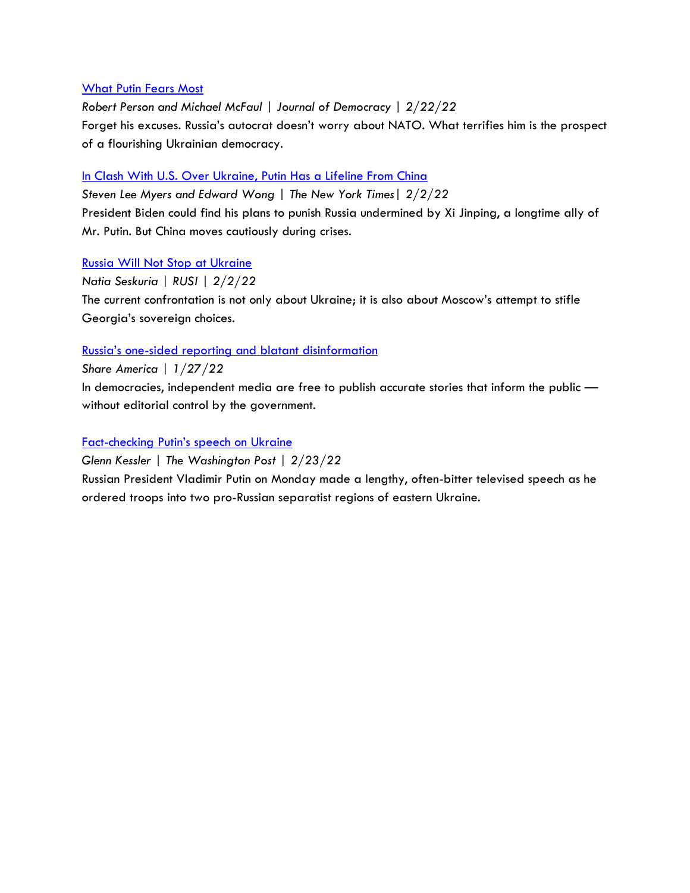[What Putin Fears Most]

*Robert Person and Michael McFaul | Journal of Democracy | 2/22/22*

Forget his excuses. Russia's autocrat doesn't worry about NATO. What terrifies him is the prospect of a flourishing Ukrainian democracy.

[In Clash With U.S. Over Ukraine, Putin Has a Lifeline From China]

*Steven Lee Myers and Edward Wong | The New York Times| 2/2/22*

President Biden could find his plans to punish Russia undermined by Xi Jinping, a longtime ally of Mr. Putin. But China moves cautiously during crises.

[Russia Will Not Stop at Ukraine]

*Natia Seskuria | RUSI | 2/2/22*

The current confrontation is not only about Ukraine; it is also about Moscow's attempt to stifle Georgia's sovereign choices.

[Russia's one-sided reporting and blatant disinformation]

*Share America | 1/27/22*

In democracies, independent media are free to publish accurate stories that inform the public — without editorial control by the government.

[Fact-checking Putin's speech on Ukraine]

*Glenn Kessler | The Washington Post | 2/23/22*

Russian President Vladimir Putin on Monday made a lengthy, often-bitter televised speech as he ordered troops into two pro-Russian separatist regions of eastern Ukraine.